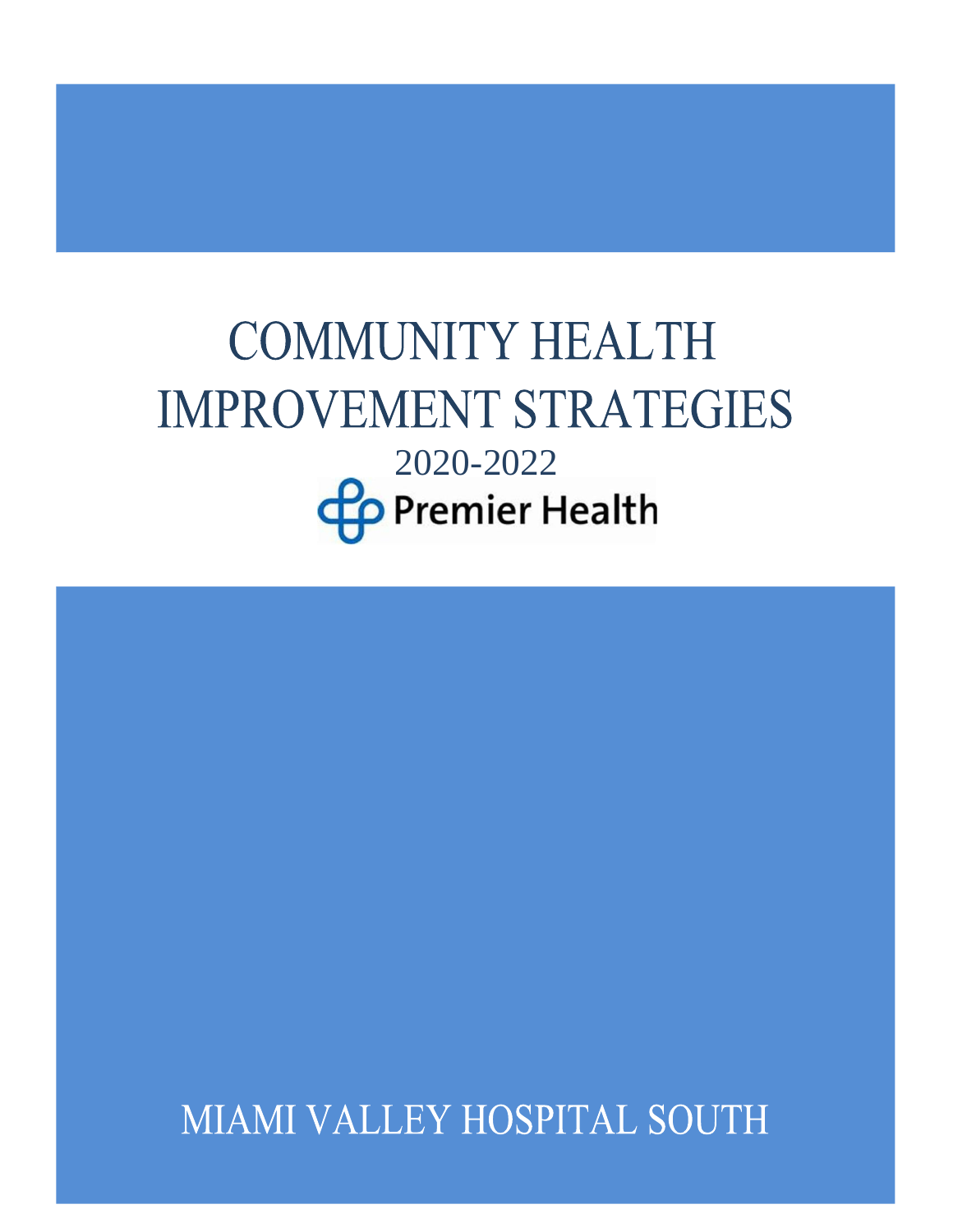# COMMUNITY HEALTH IMPROVEMENT STRATEGIES

2020-2022

Premier Health

## MIAMI VALLEY HOSPITAL SOUTH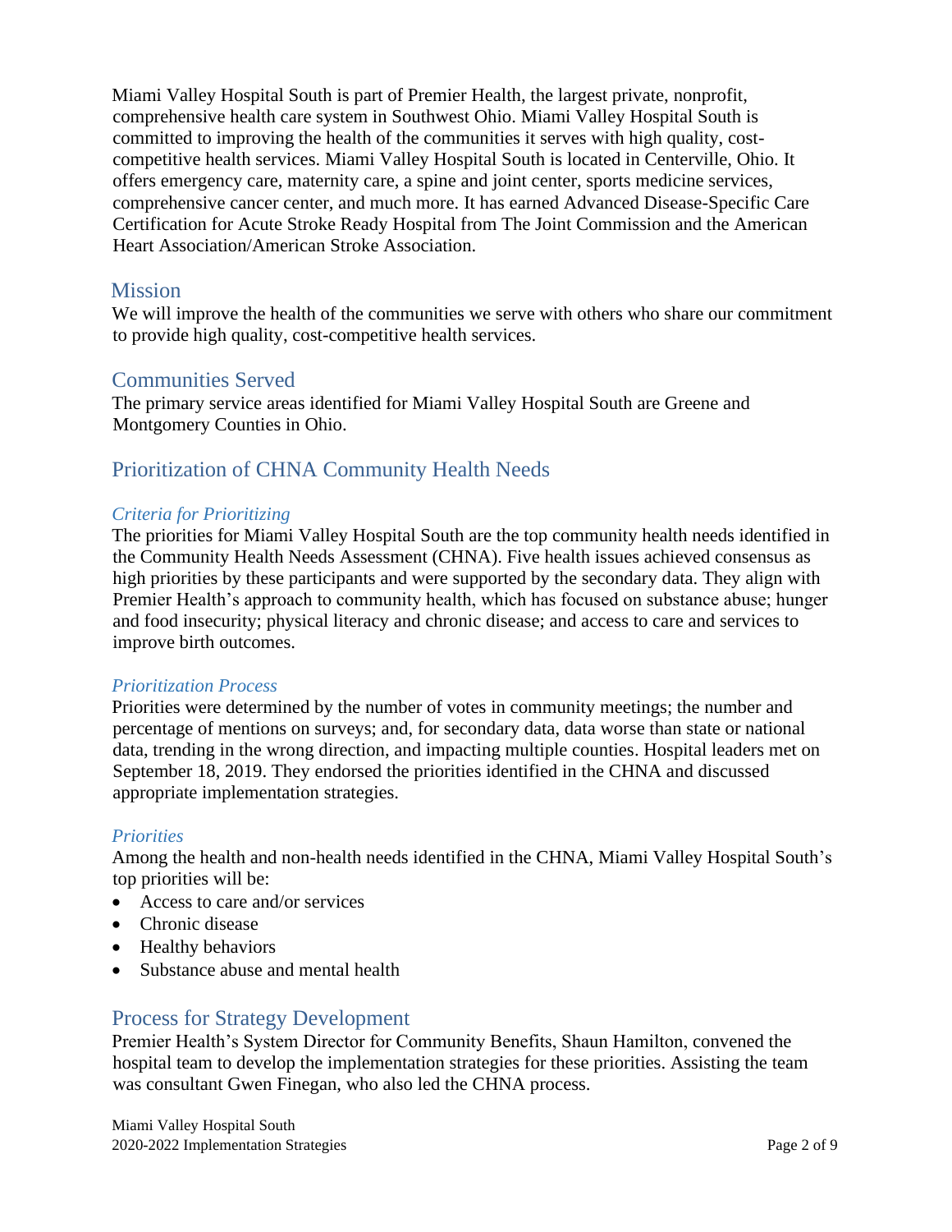Miami Valley Hospital South is part of Premier Health, the largest private, nonprofit, comprehensive health care system in Southwest Ohio. Miami Valley Hospital South is committed to improving the health of the communities it serves with high quality, cost-competitive health services. Miami Valley Hospital South is located in Centerville, Ohio. It offers emergency care, maternity care, a spine and joint center, sports medicine services, comprehensive cancer center, and much more. It has earned Advanced Disease-Specific Care Certification for Acute Stroke Ready Hospital from The Joint Commission and the American Heart Association/American Stroke Association.

## Mission

We will improve the health of the communities we serve with others who share our commitment to provide high quality, cost-competitive health services.

## Communities Served

The primary service areas identified for Miami Valley Hospital South are Greene and Montgomery Counties in Ohio.

## Prioritization of CHNA Community Health Needs

### *Criteria for Prioritizing*

The priorities for Miami Valley Hospital South are the top community health needs identified in the Community Health Needs Assessment (CHNA). Five health issues achieved consensus as high priorities by these participants and were supported by the secondary data. They align with Premier Health's approach to community health, which has focused on substance abuse; hunger and food insecurity; physical literacy and chronic disease; and access to care and services to improve birth outcomes.

### *Prioritization Process*

Priorities were determined by the number of votes in community meetings; the number and percentage of mentions on surveys; and, for secondary data, data worse than state or national data, trending in the wrong direction, and impacting multiple counties. Hospital leaders met on September 18, 2019. They endorsed the priorities identified in the CHNA and discussed appropriate implementation strategies.

### *Priorities*

Among the health and non-health needs identified in the CHNA, Miami Valley Hospital South's top priorities will be:

- Access to care and/or services
- Chronic disease
- Healthy behaviors
- Substance abuse and mental health

## Process for Strategy Development

Premier Health's System Director for Community Benefits, Shaun Hamilton, convened the hospital team to develop the implementation strategies for these priorities. Assisting the team was consultant Gwen Finegan, who also led the CHNA process.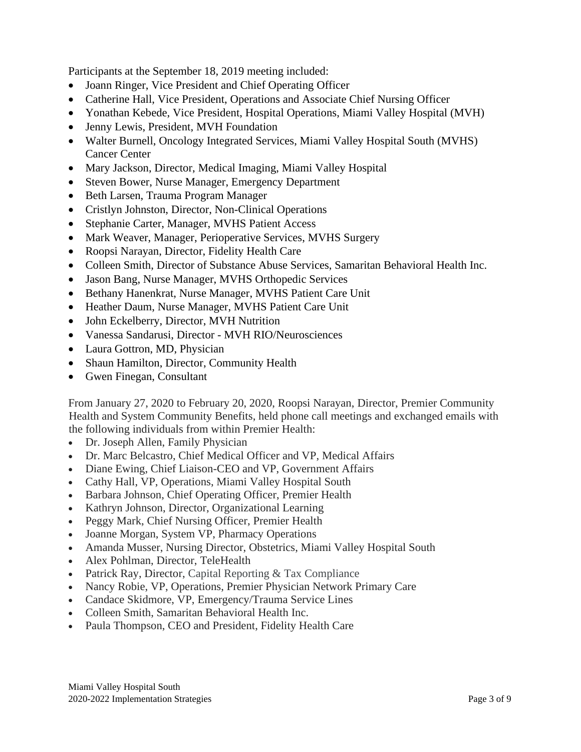Participants at the September 18, 2019 meeting included:

- Joann Ringer, Vice President and Chief Operating Officer
- Catherine Hall, Vice President, Operations and Associate Chief Nursing Officer
- Yonathan Kebede, Vice President, Hospital Operations, Miami Valley Hospital (MVH)
- Jenny Lewis, President, MVH Foundation
- Walter Burnell, Oncology Integrated Services, Miami Valley Hospital South (MVHS) Cancer Center
- Mary Jackson, Director, Medical Imaging, Miami Valley Hospital
- Steven Bower, Nurse Manager, Emergency Department
- Beth Larsen, Trauma Program Manager
- Cristlyn Johnston, Director, Non-Clinical Operations
- Stephanie Carter, Manager, MVHS Patient Access
- Mark Weaver, Manager, Perioperative Services, MVHS Surgery
- Roopsi Narayan, Director, Fidelity Health Care
- Colleen Smith, Director of Substance Abuse Services, Samaritan Behavioral Health Inc.
- Jason Bang, Nurse Manager, MVHS Orthopedic Services
- Bethany Hanenkrat, Nurse Manager, MVHS Patient Care Unit
- Heather Daum, Nurse Manager, MVHS Patient Care Unit
- John Eckelberry, Director, MVH Nutrition
- Vanessa Sandarusi, Director - MVH RIO/Neurosciences
- Laura Gottron, MD, Physician
- Shaun Hamilton, Director, Community Health
- Gwen Finegan, Consultant

From January 27, 2020 to February 20, 2020, Roopsi Narayan, Director, Premier Community Health and System Community Benefits, held phone call meetings and exchanged emails with the following individuals from within Premier Health:

- Dr. Joseph Allen, Family Physician
- Dr. Marc Belcastro, Chief Medical Officer and VP, Medical Affairs
- Diane Ewing, Chief Liaison-CEO and VP, Government Affairs
- Cathy Hall, VP, Operations, Miami Valley Hospital South
- Barbara Johnson, Chief Operating Officer, Premier Health
- Kathryn Johnson, Director, Organizational Learning
- Peggy Mark, Chief Nursing Officer, Premier Health
- Joanne Morgan, System VP, Pharmacy Operations
- Amanda Musser, Nursing Director, Obstetrics, Miami Valley Hospital South
- Alex Pohlman, Director, TeleHealth
- Patrick Ray, Director, Capital Reporting & Tax Compliance
- Nancy Robie, VP, Operations, Premier Physician Network Primary Care
- Candace Skidmore, VP, Emergency/Trauma Service Lines
- Colleen Smith, Samaritan Behavioral Health Inc.
- Paula Thompson, CEO and President, Fidelity Health Care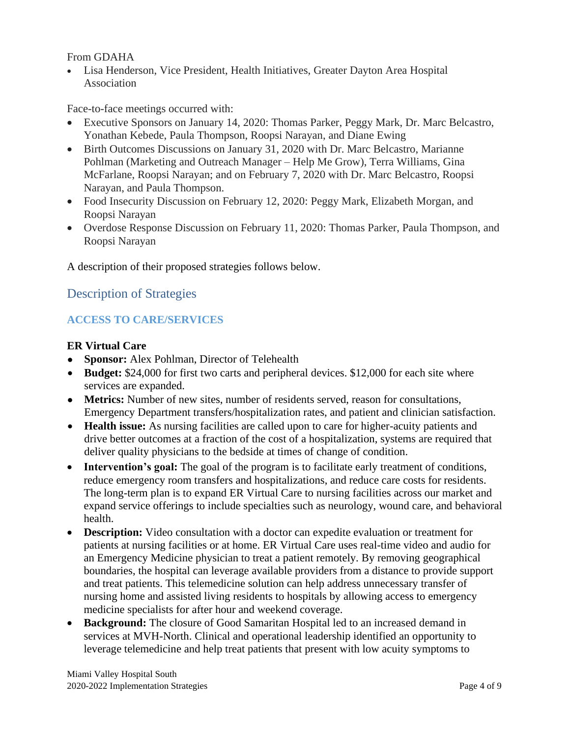From GDAHA

- Lisa Henderson, Vice President, Health Initiatives, Greater Dayton Area Hospital Association

Face-to-face meetings occurred with:

- Executive Sponsors on January 14, 2020: Thomas Parker, Peggy Mark, Dr. Marc Belcastro, Yonathan Kebede, Paula Thompson, Roopsi Narayan, and Diane Ewing
- Birth Outcomes Discussions on January 31, 2020 with Dr. Marc Belcastro, Marianne Pohlman (Marketing and Outreach Manager – Help Me Grow), Terra Williams, Gina McFarlane, Roopsi Narayan; and on February 7, 2020 with Dr. Marc Belcastro, Roopsi Narayan, and Paula Thompson.
- Food Insecurity Discussion on February 12, 2020: Peggy Mark, Elizabeth Morgan, and Roopsi Narayan
- Overdose Response Discussion on February 11, 2020: Thomas Parker, Paula Thompson, and Roopsi Narayan

A description of their proposed strategies follows below.

## Description of Strategies

### ACCESS TO CARE/SERVICES

**ER Virtual Care**

- **Sponsor:** Alex Pohlman, Director of Telehealth
- **Budget:** $24,000 for first two carts and peripheral devices. $12,000 for each site where services are expanded.
- **Metrics:** Number of new sites, number of residents served, reason for consultations, Emergency Department transfers/hospitalization rates, and patient and clinician satisfaction.
- **Health issue:** As nursing facilities are called upon to care for higher-acuity patients and drive better outcomes at a fraction of the cost of a hospitalization, systems are required that deliver quality physicians to the bedside at times of change of condition.
- **Intervention's goal:** The goal of the program is to facilitate early treatment of conditions, reduce emergency room transfers and hospitalizations, and reduce care costs for residents. The long-term plan is to expand ER Virtual Care to nursing facilities across our market and expand service offerings to include specialties such as neurology, wound care, and behavioral health.
- **Description:** Video consultation with a doctor can expedite evaluation or treatment for patients at nursing facilities or at home. ER Virtual Care uses real-time video and audio for an Emergency Medicine physician to treat a patient remotely. By removing geographical boundaries, the hospital can leverage available providers from a distance to provide support and treat patients. This telemedicine solution can help address unnecessary transfer of nursing home and assisted living residents to hospitals by allowing access to emergency medicine specialists for after hour and weekend coverage.
- **Background:** The closure of Good Samaritan Hospital led to an increased demand in services at MVH-North. Clinical and operational leadership identified an opportunity to leverage telemedicine and help treat patients that present with low acuity symptoms to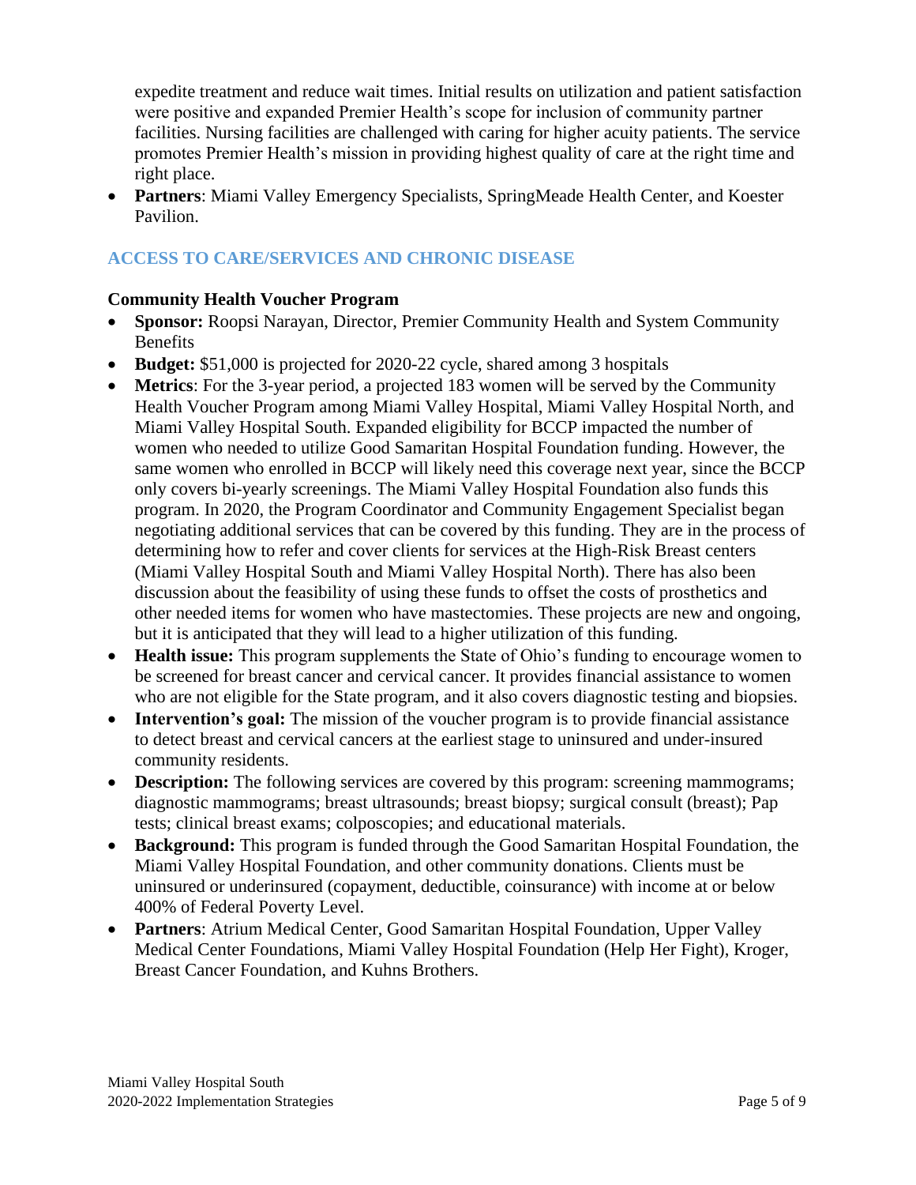expedite treatment and reduce wait times. Initial results on utilization and patient satisfaction were positive and expanded Premier Health's scope for inclusion of community partner facilities. Nursing facilities are challenged with caring for higher acuity patients. The service promotes Premier Health's mission in providing highest quality of care at the right time and right place.

- **Partners**: Miami Valley Emergency Specialists, SpringMeade Health Center, and Koester Pavilion.

## ACCESS TO CARE/SERVICES AND CHRONIC DISEASE

### Community Health Voucher Program

- **Sponsor:** Roopsi Narayan, Director, Premier Community Health and System Community Benefits
- **Budget:** $51,000 is projected for 2020-22 cycle, shared among 3 hospitals
- **Metrics**: For the 3-year period, a projected 183 women will be served by the Community Health Voucher Program among Miami Valley Hospital, Miami Valley Hospital North, and Miami Valley Hospital South. Expanded eligibility for BCCP impacted the number of women who needed to utilize Good Samaritan Hospital Foundation funding. However, the same women who enrolled in BCCP will likely need this coverage next year, since the BCCP only covers bi-yearly screenings. The Miami Valley Hospital Foundation also funds this program. In 2020, the Program Coordinator and Community Engagement Specialist began negotiating additional services that can be covered by this funding. They are in the process of determining how to refer and cover clients for services at the High-Risk Breast centers (Miami Valley Hospital South and Miami Valley Hospital North). There has also been discussion about the feasibility of using these funds to offset the costs of prosthetics and other needed items for women who have mastectomies. These projects are new and ongoing, but it is anticipated that they will lead to a higher utilization of this funding.
- **Health issue:** This program supplements the State of Ohio's funding to encourage women to be screened for breast cancer and cervical cancer. It provides financial assistance to women who are not eligible for the State program, and it also covers diagnostic testing and biopsies.
- **Intervention's goal:** The mission of the voucher program is to provide financial assistance to detect breast and cervical cancers at the earliest stage to uninsured and under-insured community residents.
- **Description:** The following services are covered by this program: screening mammograms; diagnostic mammograms; breast ultrasounds; breast biopsy; surgical consult (breast); Pap tests; clinical breast exams; colposcopies; and educational materials.
- **Background:** This program is funded through the Good Samaritan Hospital Foundation, the Miami Valley Hospital Foundation, and other community donations. Clients must be uninsured or underinsured (copayment, deductible, coinsurance) with income at or below 400% of Federal Poverty Level.
- **Partners**: Atrium Medical Center, Good Samaritan Hospital Foundation, Upper Valley Medical Center Foundations, Miami Valley Hospital Foundation (Help Her Fight), Kroger, Breast Cancer Foundation, and Kuhns Brothers.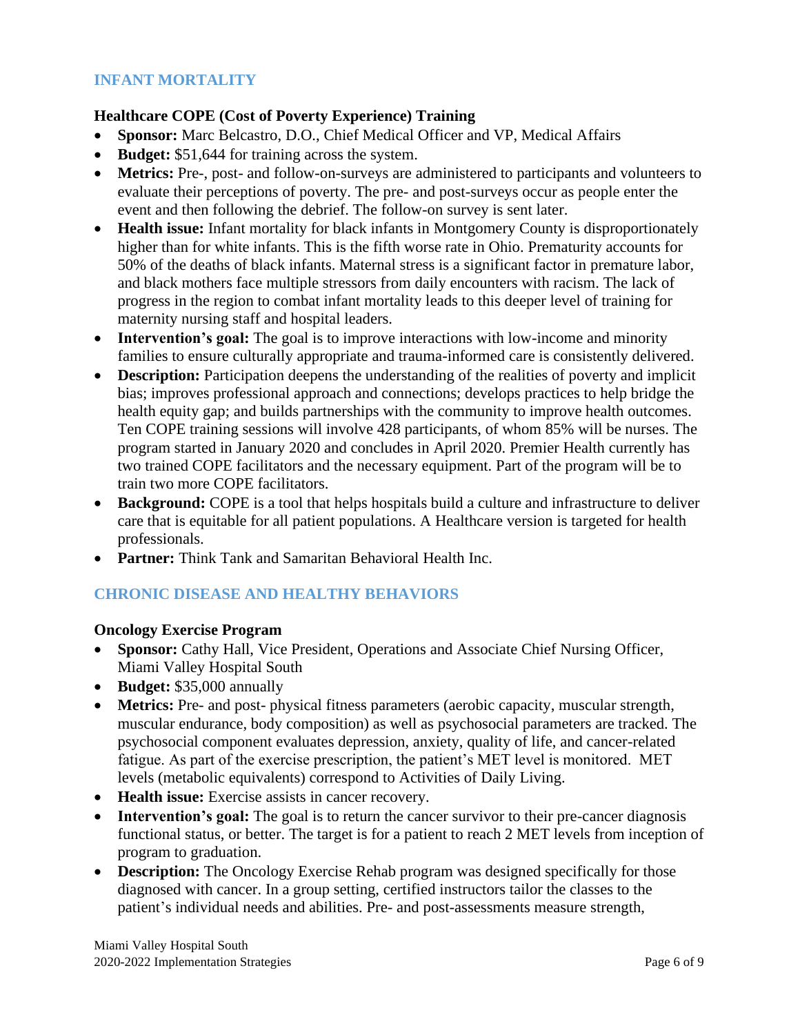## INFANT MORTALITY

### Healthcare COPE (Cost of Poverty Experience) Training

- **Sponsor:** Marc Belcastro, D.O., Chief Medical Officer and VP, Medical Affairs
- **Budget:** $51,644 for training across the system.
- **Metrics:** Pre-, post- and follow-on-surveys are administered to participants and volunteers to evaluate their perceptions of poverty. The pre- and post-surveys occur as people enter the event and then following the debrief. The follow-on survey is sent later.
- **Health issue:** Infant mortality for black infants in Montgomery County is disproportionately higher than for white infants. This is the fifth worse rate in Ohio. Prematurity accounts for 50% of the deaths of black infants. Maternal stress is a significant factor in premature labor, and black mothers face multiple stressors from daily encounters with racism. The lack of progress in the region to combat infant mortality leads to this deeper level of training for maternity nursing staff and hospital leaders.
- **Intervention's goal:** The goal is to improve interactions with low-income and minority families to ensure culturally appropriate and trauma-informed care is consistently delivered.
- **Description:** Participation deepens the understanding of the realities of poverty and implicit bias; improves professional approach and connections; develops practices to help bridge the health equity gap; and builds partnerships with the community to improve health outcomes. Ten COPE training sessions will involve 428 participants, of whom 85% will be nurses. The program started in January 2020 and concludes in April 2020. Premier Health currently has two trained COPE facilitators and the necessary equipment. Part of the program will be to train two more COPE facilitators.
- **Background:** COPE is a tool that helps hospitals build a culture and infrastructure to deliver care that is equitable for all patient populations. A Healthcare version is targeted for health professionals.
- **Partner:** Think Tank and Samaritan Behavioral Health Inc.

## CHRONIC DISEASE AND HEALTHY BEHAVIORS

### Oncology Exercise Program

- **Sponsor:** Cathy Hall, Vice President, Operations and Associate Chief Nursing Officer, Miami Valley Hospital South
- **Budget:** $35,000 annually
- **Metrics:** Pre- and post- physical fitness parameters (aerobic capacity, muscular strength, muscular endurance, body composition) as well as psychosocial parameters are tracked. The psychosocial component evaluates depression, anxiety, quality of life, and cancer-related fatigue. As part of the exercise prescription, the patient's MET level is monitored. MET levels (metabolic equivalents) correspond to Activities of Daily Living.
- **Health issue:** Exercise assists in cancer recovery.
- **Intervention's goal:** The goal is to return the cancer survivor to their pre-cancer diagnosis functional status, or better. The target is for a patient to reach 2 MET levels from inception of program to graduation.
- **Description:** The Oncology Exercise Rehab program was designed specifically for those diagnosed with cancer. In a group setting, certified instructors tailor the classes to the patient's individual needs and abilities. Pre- and post-assessments measure strength,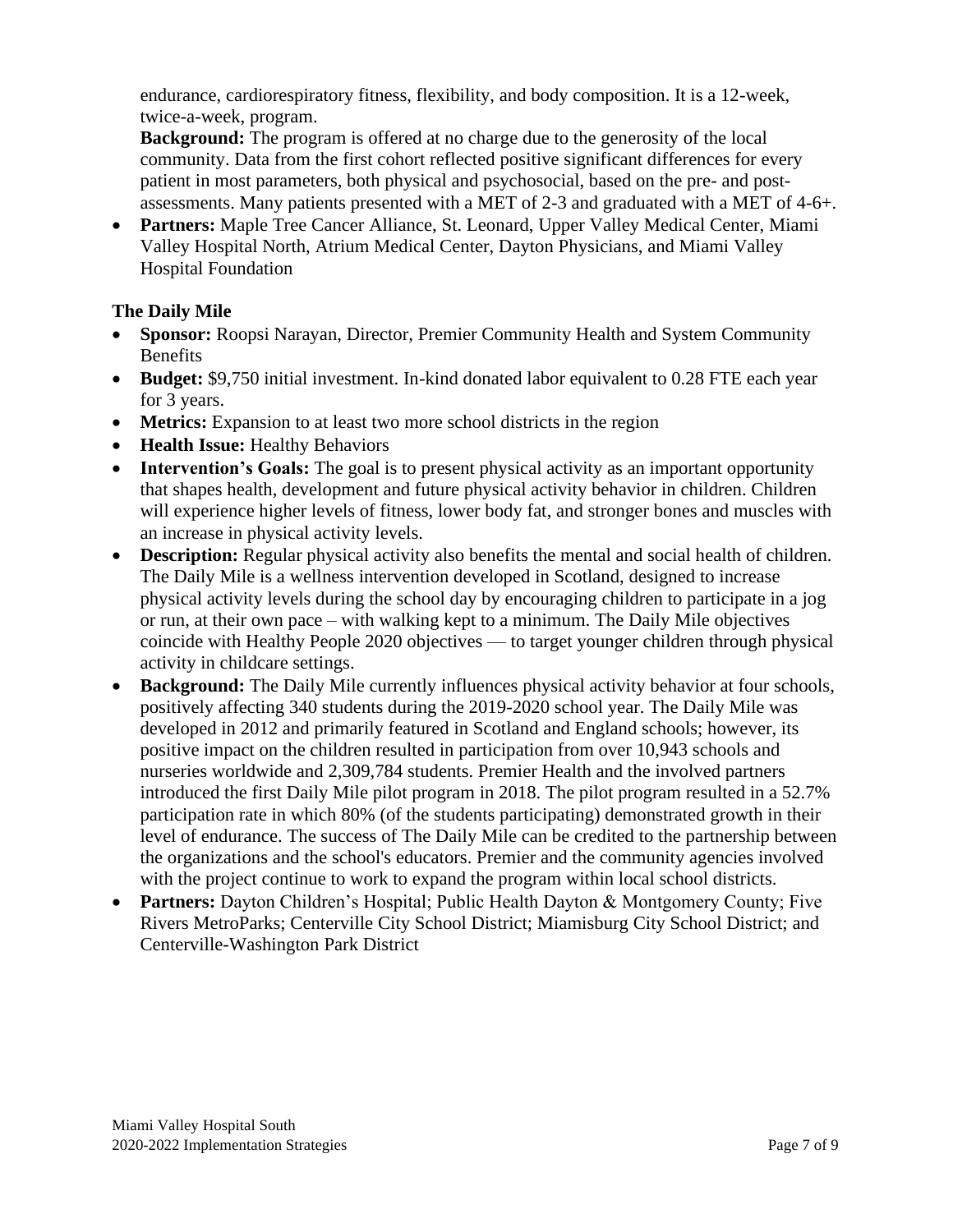endurance, cardiorespiratory fitness, flexibility, and body composition. It is a 12-week, twice-a-week, program.
**Background:** The program is offered at no charge due to the generosity of the local community. Data from the first cohort reflected positive significant differences for every patient in most parameters, both physical and psychosocial, based on the pre- and post-assessments. Many patients presented with a MET of 2-3 and graduated with a MET of 4-6+.

- **Partners:** Maple Tree Cancer Alliance, St. Leonard, Upper Valley Medical Center, Miami Valley Hospital North, Atrium Medical Center, Dayton Physicians, and Miami Valley Hospital Foundation

**The Daily Mile**

- **Sponsor:** Roopsi Narayan, Director, Premier Community Health and System Community Benefits
- **Budget:** $9,750 initial investment. In-kind donated labor equivalent to 0.28 FTE each year for 3 years.
- **Metrics:** Expansion to at least two more school districts in the region
- **Health Issue:** Healthy Behaviors
- **Intervention's Goals:** The goal is to present physical activity as an important opportunity that shapes health, development and future physical activity behavior in children. Children will experience higher levels of fitness, lower body fat, and stronger bones and muscles with an increase in physical activity levels.
- **Description:** Regular physical activity also benefits the mental and social health of children. The Daily Mile is a wellness intervention developed in Scotland, designed to increase physical activity levels during the school day by encouraging children to participate in a jog or run, at their own pace – with walking kept to a minimum. The Daily Mile objectives coincide with Healthy People 2020 objectives — to target younger children through physical activity in childcare settings.
- **Background:** The Daily Mile currently influences physical activity behavior at four schools, positively affecting 340 students during the 2019-2020 school year. The Daily Mile was developed in 2012 and primarily featured in Scotland and England schools; however, its positive impact on the children resulted in participation from over 10,943 schools and nurseries worldwide and 2,309,784 students. Premier Health and the involved partners introduced the first Daily Mile pilot program in 2018. The pilot program resulted in a 52.7% participation rate in which 80% (of the students participating) demonstrated growth in their level of endurance. The success of The Daily Mile can be credited to the partnership between the organizations and the school's educators. Premier and the community agencies involved with the project continue to work to expand the program within local school districts.
- **Partners:** Dayton Children's Hospital; Public Health Dayton & Montgomery County; Five Rivers MetroParks; Centerville City School District; Miamisburg City School District; and Centerville-Washington Park District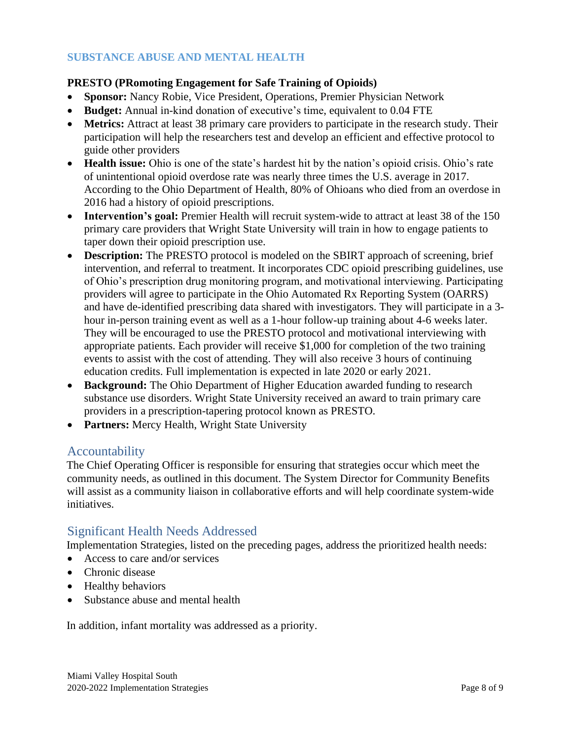## SUBSTANCE ABUSE AND MENTAL HEALTH

### PRESTO (PRomoting Engagement for Safe Training of Opioids)

- **Sponsor:** Nancy Robie, Vice President, Operations, Premier Physician Network
- **Budget:** Annual in-kind donation of executive's time, equivalent to 0.04 FTE
- **Metrics:** Attract at least 38 primary care providers to participate in the research study. Their participation will help the researchers test and develop an efficient and effective protocol to guide other providers
- **Health issue:** Ohio is one of the state's hardest hit by the nation's opioid crisis. Ohio's rate of unintentional opioid overdose rate was nearly three times the U.S. average in 2017. According to the Ohio Department of Health, 80% of Ohioans who died from an overdose in 2016 had a history of opioid prescriptions.
- **Intervention's goal:** Premier Health will recruit system-wide to attract at least 38 of the 150 primary care providers that Wright State University will train in how to engage patients to taper down their opioid prescription use.
- **Description:** The PRESTO protocol is modeled on the SBIRT approach of screening, brief intervention, and referral to treatment. It incorporates CDC opioid prescribing guidelines, use of Ohio's prescription drug monitoring program, and motivational interviewing. Participating providers will agree to participate in the Ohio Automated Rx Reporting System (OARRS) and have de-identified prescribing data shared with investigators. They will participate in a 3-hour in-person training event as well as a 1-hour follow-up training about 4-6 weeks later. They will be encouraged to use the PRESTO protocol and motivational interviewing with appropriate patients. Each provider will receive $1,000 for completion of the two training events to assist with the cost of attending. They will also receive 3 hours of continuing education credits. Full implementation is expected in late 2020 or early 2021.
- **Background:** The Ohio Department of Higher Education awarded funding to research substance use disorders. Wright State University received an award to train primary care providers in a prescription-tapering protocol known as PRESTO.
- **Partners:** Mercy Health, Wright State University

## Accountability

The Chief Operating Officer is responsible for ensuring that strategies occur which meet the community needs, as outlined in this document. The System Director for Community Benefits will assist as a community liaison in collaborative efforts and will help coordinate system-wide initiatives.

## Significant Health Needs Addressed

Implementation Strategies, listed on the preceding pages, address the prioritized health needs:

- Access to care and/or services
- Chronic disease
- Healthy behaviors
- Substance abuse and mental health

In addition, infant mortality was addressed as a priority.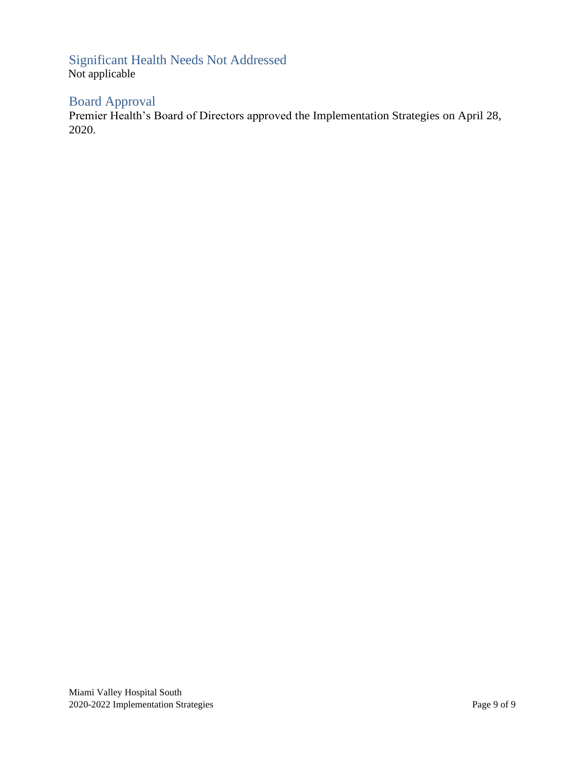## Significant Health Needs Not Addressed

Not applicable

## Board Approval

Premier Health's Board of Directors approved the Implementation Strategies on April 28, 2020.